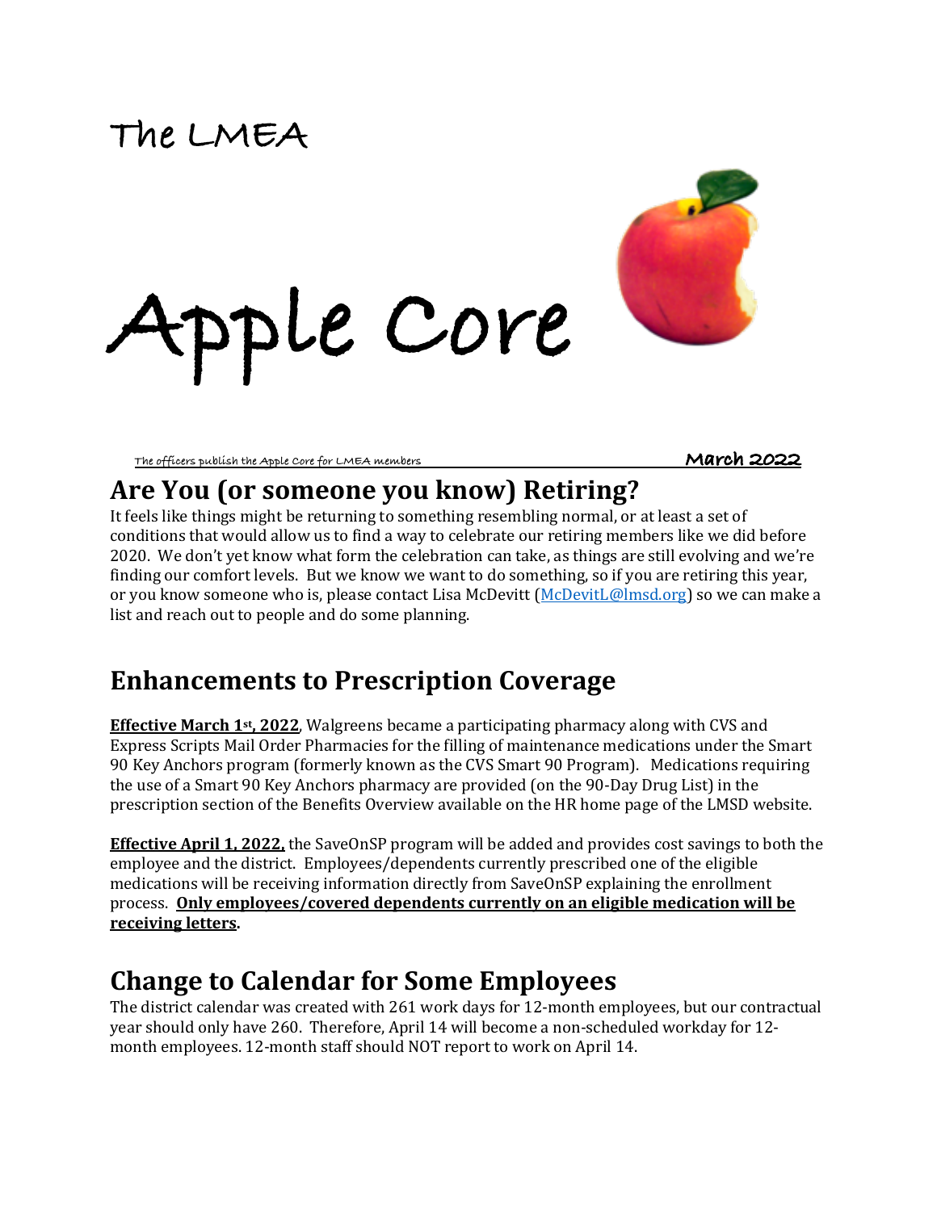The LMEA

# Apple Core

The officers publish the Apple Core for LMEA members **March 2022**

## Are You (or someone you know) Retiring?

It feels like things might be returning to something resembling normal, or at least a set of conditions that would allow us to find a way to celebrate our retiring members like we did before 2020. We don't yet know what form the celebration can take, as things are still evolving and we're finding our comfort levels. But we know we want to do something, so if you are retiring this year, or you know someone who is, please contact Lisa McDevitt (McDevitL@lmsd.org) so we can make a list and reach out to people and do some planning.

## Enhancements to Prescription Coverage

**Effective March 1st, 2022**, Walgreens became a participating pharmacy along with CVS and Express Scripts Mail Order Pharmacies for the filling of maintenance medications under the Smart 90 Key Anchors program (formerly known as the CVS Smart 90 Program). Medications requiring the use of a Smart 90 Key Anchors pharmacy are provided (on the 90-Day Drug List) in the prescription section of the Benefits Overview available on the HR home page of the LMSD website.

**Effective April 1, 2022,** the SaveOnSP program will be added and provides cost savings to both the employee and the district. Employees/dependents currently prescribed one of the eligible medications will be receiving information directly from SaveOnSP explaining the enrollment process. **Only employees/covered dependents currently on an eligible medication will be receiving letters**.

## Change to Calendar for Some Employees

The district calendar was created with 261 work days for 12-month employees, but our contractual year should only have 260. Therefore, April 14 will become a non-scheduled workday for 12-month employees. 12-month staff should NOT report to work on April 14.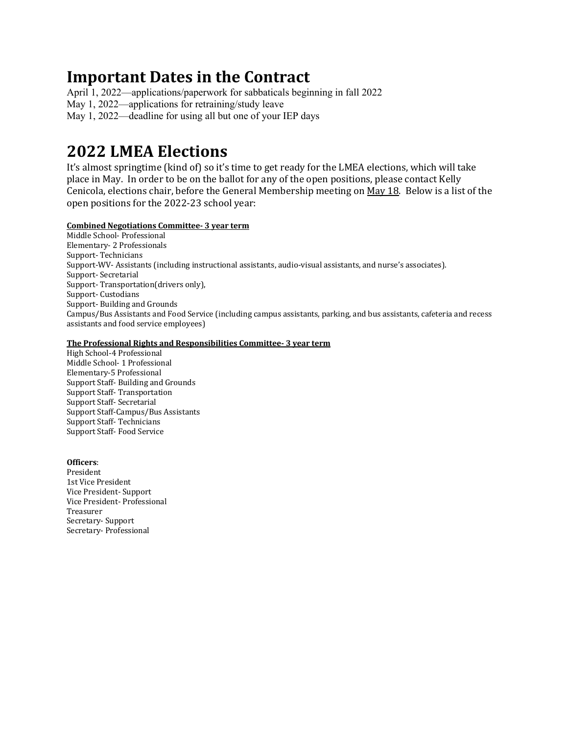# Important Dates in the Contract

April 1, 2022—applications/paperwork for sabbaticals beginning in fall 2022
May 1, 2022—applications for retraining/study leave
May 1, 2022—deadline for using all but one of your IEP days

# 2022 LMEA Elections

It's almost springtime (kind of) so it's time to get ready for the LMEA elections, which will take place in May. In order to be on the ballot for any of the open positions, please contact Kelly Cenicola, elections chair, before the General Membership meeting on <u>May 18</u>. Below is a list of the open positions for the 2022-23 school year:

**<u>Combined Negotiations Committee- 3 year term</u>**

Middle School- Professional
Elementary- 2 Professionals
Support- Technicians
Support-WV- Assistants (including instructional assistants, audio-visual assistants, and nurse's associates).
Support- Secretarial
Support- Transportation(drivers only),
Support- Custodians
Support- Building and Grounds
Campus/Bus Assistants and Food Service (including campus assistants, parking, and bus assistants, cafeteria and recess assistants and food service employees)

**<u>The Professional Rights and Responsibilities Committee- 3 year term</u>**

High School-4 Professional
Middle School- 1 Professional
Elementary-5 Professional
Support Staff- Building and Grounds
Support Staff- Transportation
Support Staff- Secretarial
Support Staff-Campus/Bus Assistants
Support Staff- Technicians
Support Staff- Food Service

**Officers**:

President
1st Vice President
Vice President- Support
Vice President- Professional
Treasurer
Secretary- Support
Secretary- Professional